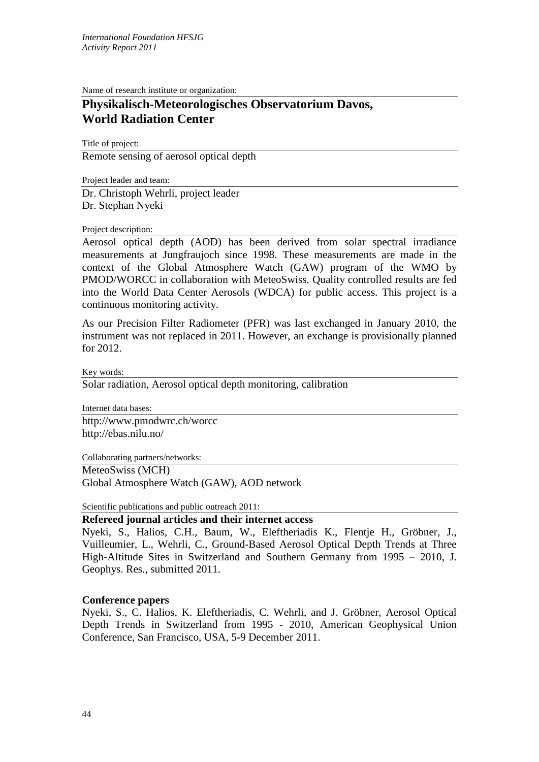Name of research institute or organization:

# Physikalisch-Meteorologisches Observatorium Davos, World Radiation Center

Title of project:

Remote sensing of aerosol optical depth

Project leader and team:

Dr. Christoph Wehrli, project leader
Dr. Stephan Nyeki

Project description:

Aerosol optical depth (AOD) has been derived from solar spectral irradiance measurements at Jungfraujoch since 1998. These measurements are made in the context of the Global Atmosphere Watch (GAW) program of the WMO by PMOD/WORCC in collaboration with MeteoSwiss. Quality controlled results are fed into the World Data Center Aerosols (WDCA) for public access. This project is a continuous monitoring activity.

As our Precision Filter Radiometer (PFR) was last exchanged in January 2010, the instrument was not replaced in 2011. However, an exchange is provisionally planned for 2012.

Key words:

Solar radiation, Aerosol optical depth monitoring, calibration

Internet data bases:

http://www.pmodwrc.ch/worcc
http://ebas.nilu.no/

Collaborating partners/networks:

MeteoSwiss (MCH)
Global Atmosphere Watch (GAW), AOD network

Scientific publications and public outreach 2011:

**Refereed journal articles and their internet access**

Nyeki, S., Halios, C.H., Baum, W., Eleftheriadis K., Flentje H., Gröbner, J., Vuilleumier, L., Wehrli, C., Ground-Based Aerosol Optical Depth Trends at Three High-Altitude Sites in Switzerland and Southern Germany from 1995 – 2010, J. Geophys. Res., submitted 2011.

**Conference papers**

Nyeki, S., C. Halios, K. Eleftheriadis, C. Wehrli, and J. Gröbner, Aerosol Optical Depth Trends in Switzerland from 1995 - 2010, American Geophysical Union Conference, San Francisco, USA, 5-9 December 2011.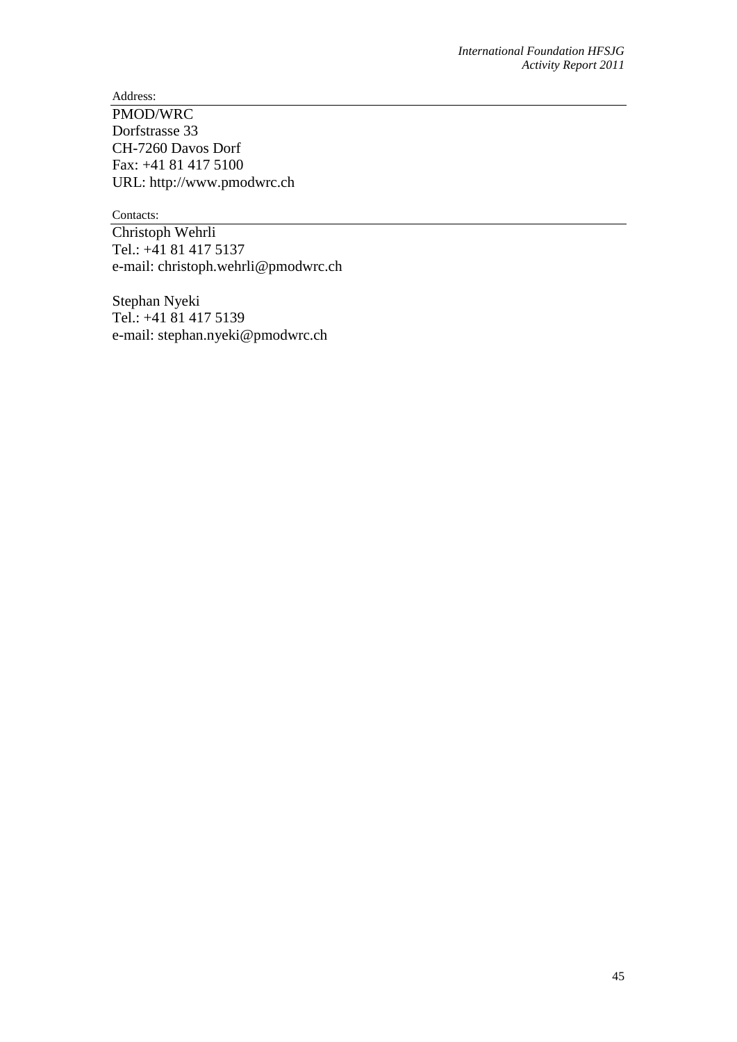Address:

PMOD/WRC
Dorfstrasse 33
CH-7260 Davos Dorf
Fax: +41 81 417 5100
URL: http://www.pmodwrc.ch

Contacts:

Christoph Wehrli
Tel.: +41 81 417 5137
e-mail: christoph.wehrli@pmodwrc.ch

Stephan Nyeki
Tel.: +41 81 417 5139
e-mail: stephan.nyeki@pmodwrc.ch